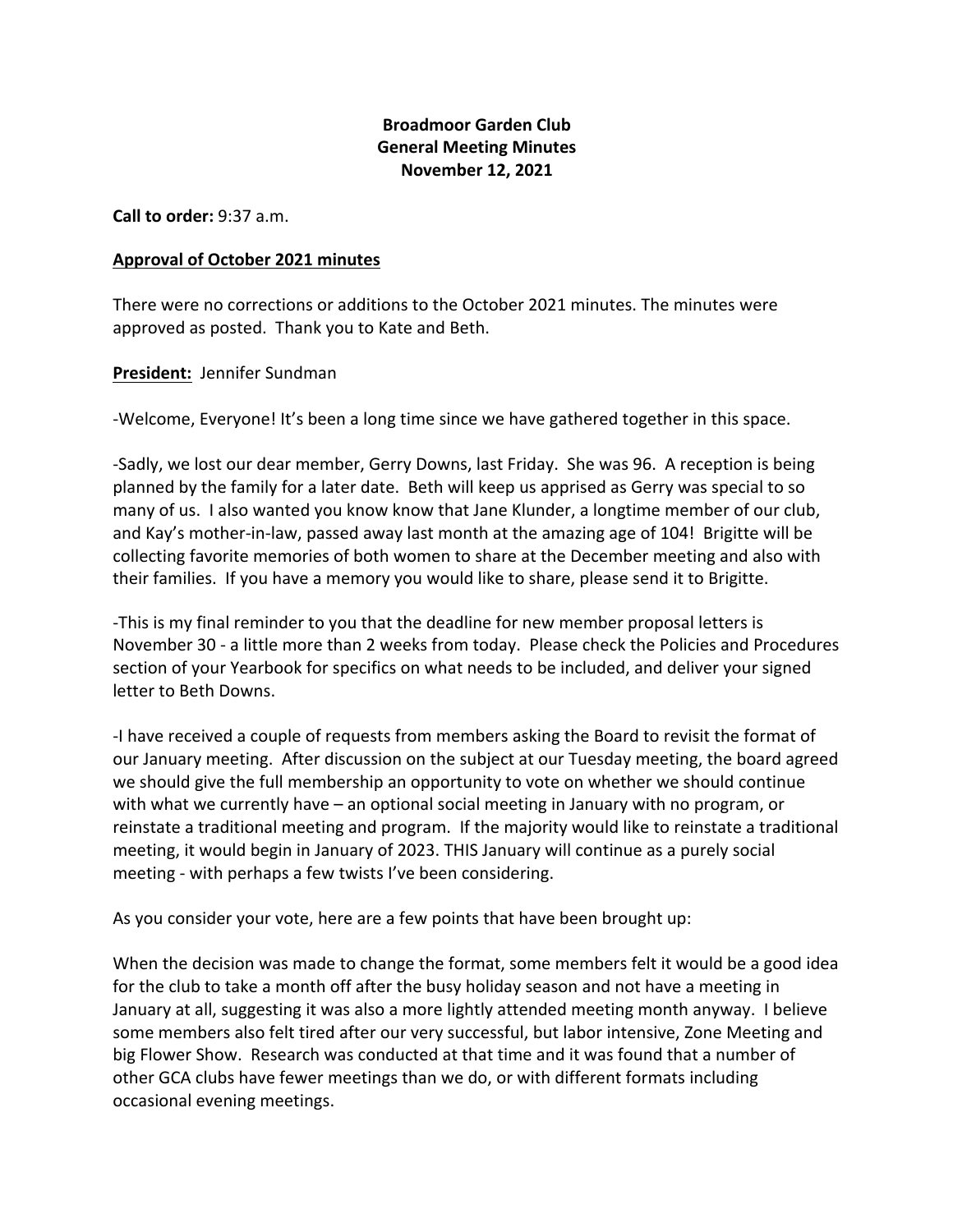**Broadmoor Garden Club**
**General Meeting Minutes**
**November 12, 2021**

**Call to order:** 9:37 a.m.

**Approval of October 2021 minutes**

There were no corrections or additions to the October 2021 minutes. The minutes were approved as posted. Thank you to Kate and Beth.

**President:** Jennifer Sundman

-Welcome, Everyone! It's been a long time since we have gathered together in this space.

-Sadly, we lost our dear member, Gerry Downs, last Friday. She was 96. A reception is being planned by the family for a later date. Beth will keep us apprised as Gerry was special to so many of us. I also wanted you know know that Jane Klunder, a longtime member of our club, and Kay's mother-in-law, passed away last month at the amazing age of 104! Brigitte will be collecting favorite memories of both women to share at the December meeting and also with their families. If you have a memory you would like to share, please send it to Brigitte.

-This is my final reminder to you that the deadline for new member proposal letters is November 30 - a little more than 2 weeks from today. Please check the Policies and Procedures section of your Yearbook for specifics on what needs to be included, and deliver your signed letter to Beth Downs.

-I have received a couple of requests from members asking the Board to revisit the format of our January meeting. After discussion on the subject at our Tuesday meeting, the board agreed we should give the full membership an opportunity to vote on whether we should continue with what we currently have – an optional social meeting in January with no program, or reinstate a traditional meeting and program. If the majority would like to reinstate a traditional meeting, it would begin in January of 2023. THIS January will continue as a purely social meeting - with perhaps a few twists I've been considering.

As you consider your vote, here are a few points that have been brought up:

When the decision was made to change the format, some members felt it would be a good idea for the club to take a month off after the busy holiday season and not have a meeting in January at all, suggesting it was also a more lightly attended meeting month anyway. I believe some members also felt tired after our very successful, but labor intensive, Zone Meeting and big Flower Show. Research was conducted at that time and it was found that a number of other GCA clubs have fewer meetings than we do, or with different formats including occasional evening meetings.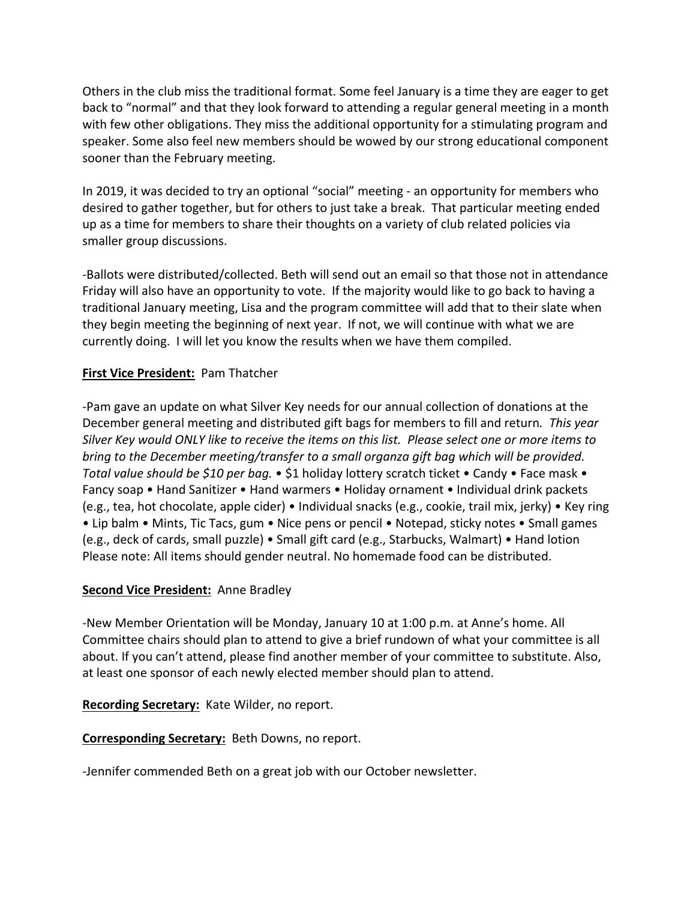Others in the club miss the traditional format. Some feel January is a time they are eager to get back to "normal" and that they look forward to attending a regular general meeting in a month with few other obligations. They miss the additional opportunity for a stimulating program and speaker. Some also feel new members should be wowed by our strong educational component sooner than the February meeting.

In 2019, it was decided to try an optional "social" meeting - an opportunity for members who desired to gather together, but for others to just take a break. That particular meeting ended up as a time for members to share their thoughts on a variety of club related policies via smaller group discussions.

-Ballots were distributed/collected. Beth will send out an email so that those not in attendance Friday will also have an opportunity to vote. If the majority would like to go back to having a traditional January meeting, Lisa and the program committee will add that to their slate when they begin meeting the beginning of next year. If not, we will continue with what we are currently doing. I will let you know the results when we have them compiled.

**First Vice President:** Pam Thatcher

-Pam gave an update on what Silver Key needs for our annual collection of donations at the December general meeting and distributed gift bags for members to fill and return. *This year Silver Key would ONLY like to receive the items on this list. Please select one or more items to bring to the December meeting/transfer to a small organza gift bag which will be provided. Total value should be $10 per bag.* • $1 holiday lottery scratch ticket • Candy • Face mask • Fancy soap • Hand Sanitizer • Hand warmers • Holiday ornament • Individual drink packets (e.g., tea, hot chocolate, apple cider) • Individual snacks (e.g., cookie, trail mix, jerky) • Key ring • Lip balm • Mints, Tic Tacs, gum • Nice pens or pencil • Notepad, sticky notes • Small games (e.g., deck of cards, small puzzle) • Small gift card (e.g., Starbucks, Walmart) • Hand lotion Please note: All items should gender neutral. No homemade food can be distributed.

**Second Vice President:** Anne Bradley

-New Member Orientation will be Monday, January 10 at 1:00 p.m. at Anne's home. All Committee chairs should plan to attend to give a brief rundown of what your committee is all about. If you can't attend, please find another member of your committee to substitute. Also, at least one sponsor of each newly elected member should plan to attend.

**Recording Secretary:** Kate Wilder, no report.

**Corresponding Secretary:** Beth Downs, no report.

-Jennifer commended Beth on a great job with our October newsletter.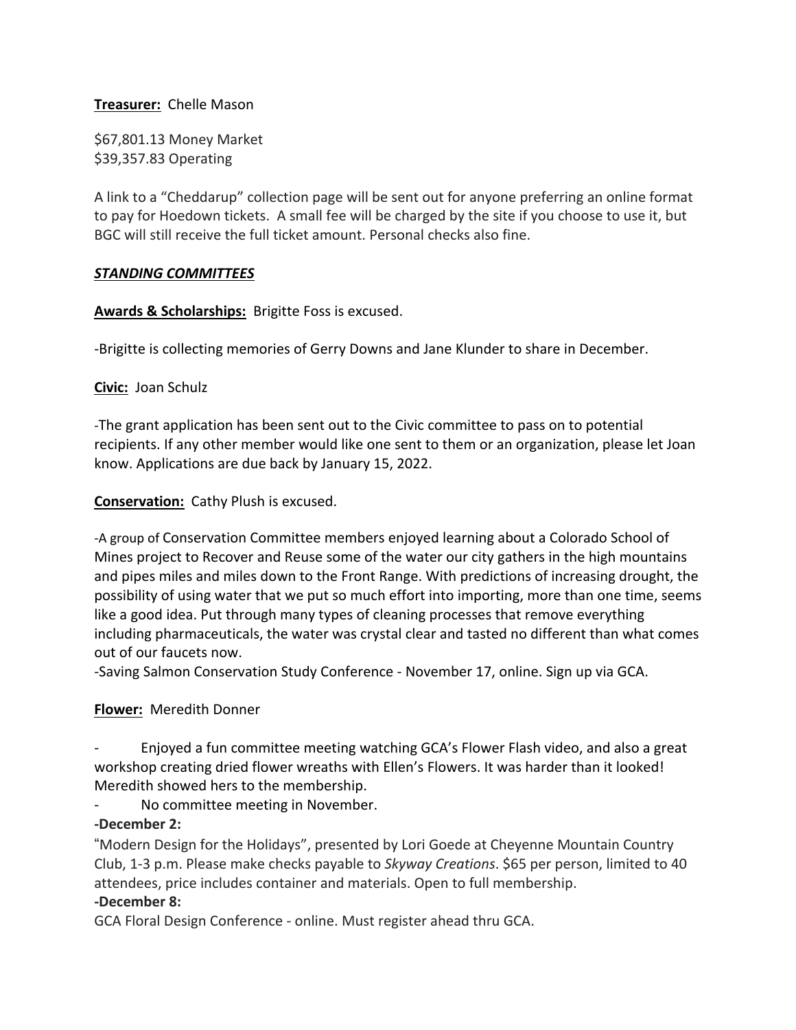**Treasurer:** Chelle Mason

$67,801.13 Money Market
$39,357.83 Operating

A link to a "Cheddarup" collection page will be sent out for anyone preferring an online format to pay for Hoedown tickets. A small fee will be charged by the site if you choose to use it, but BGC will still receive the full ticket amount. Personal checks also fine.

***STANDING COMMITTEES***

**Awards & Scholarships:** Brigitte Foss is excused.

-Brigitte is collecting memories of Gerry Downs and Jane Klunder to share in December.

**Civic:** Joan Schulz

-The grant application has been sent out to the Civic committee to pass on to potential recipients. If any other member would like one sent to them or an organization, please let Joan know. Applications are due back by January 15, 2022.

**Conservation:** Cathy Plush is excused.

-A group of Conservation Committee members enjoyed learning about a Colorado School of Mines project to Recover and Reuse some of the water our city gathers in the high mountains and pipes miles and miles down to the Front Range. With predictions of increasing drought, the possibility of using water that we put so much effort into importing, more than one time, seems like a good idea. Put through many types of cleaning processes that remove everything including pharmaceuticals, the water was crystal clear and tasted no different than what comes out of our faucets now.
-Saving Salmon Conservation Study Conference - November 17, online. Sign up via GCA.

**Flower:** Meredith Donner

- Enjoyed a fun committee meeting watching GCA's Flower Flash video, and also a great workshop creating dried flower wreaths with Ellen's Flowers. It was harder than it looked! Meredith showed hers to the membership.
- No committee meeting in November.

**-December 2:**
"Modern Design for the Holidays", presented by Lori Goede at Cheyenne Mountain Country Club, 1-3 p.m. Please make checks payable to *Skyway Creations*. $65 per person, limited to 40 attendees, price includes container and materials. Open to full membership.

**-December 8:**
GCA Floral Design Conference - online. Must register ahead thru GCA.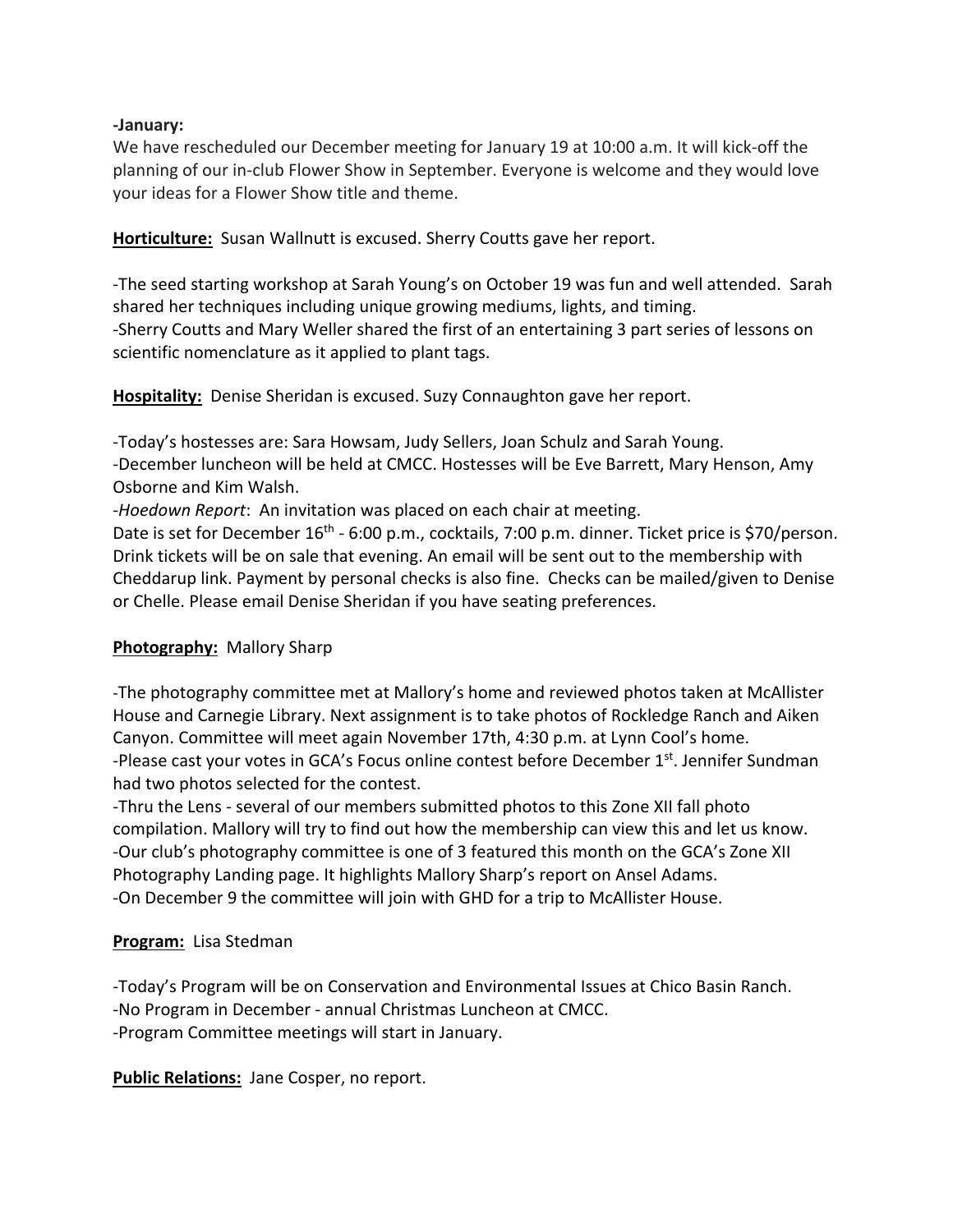**-January:**
We have rescheduled our December meeting for January 19 at 10:00 a.m. It will kick-off the planning of our in-club Flower Show in September. Everyone is welcome and they would love your ideas for a Flower Show title and theme.

**Horticulture:** Susan Wallnutt is excused. Sherry Coutts gave her report.

-The seed starting workshop at Sarah Young's on October 19 was fun and well attended. Sarah shared her techniques including unique growing mediums, lights, and timing.
-Sherry Coutts and Mary Weller shared the first of an entertaining 3 part series of lessons on scientific nomenclature as it applied to plant tags.

**Hospitality:** Denise Sheridan is excused. Suzy Connaughton gave her report.

-Today's hostesses are: Sara Howsam, Judy Sellers, Joan Schulz and Sarah Young.
-December luncheon will be held at CMCC. Hostesses will be Eve Barrett, Mary Henson, Amy Osborne and Kim Walsh.
-*Hoedown Report*: An invitation was placed on each chair at meeting.
Date is set for December 16th - 6:00 p.m., cocktails, 7:00 p.m. dinner. Ticket price is $70/person. Drink tickets will be on sale that evening. An email will be sent out to the membership with Cheddarup link. Payment by personal checks is also fine. Checks can be mailed/given to Denise or Chelle. Please email Denise Sheridan if you have seating preferences.

**Photography:** Mallory Sharp

-The photography committee met at Mallory's home and reviewed photos taken at McAllister House and Carnegie Library. Next assignment is to take photos of Rockledge Ranch and Aiken Canyon. Committee will meet again November 17th, 4:30 p.m. at Lynn Cool's home.
-Please cast your votes in GCA's Focus online contest before December 1st. Jennifer Sundman had two photos selected for the contest.
-Thru the Lens - several of our members submitted photos to this Zone XII fall photo compilation. Mallory will try to find out how the membership can view this and let us know.
-Our club's photography committee is one of 3 featured this month on the GCA's Zone XII Photography Landing page. It highlights Mallory Sharp's report on Ansel Adams.
-On December 9 the committee will join with GHD for a trip to McAllister House.

**Program:** Lisa Stedman

-Today's Program will be on Conservation and Environmental Issues at Chico Basin Ranch.
-No Program in December - annual Christmas Luncheon at CMCC.
-Program Committee meetings will start in January.

**Public Relations:** Jane Cosper, no report.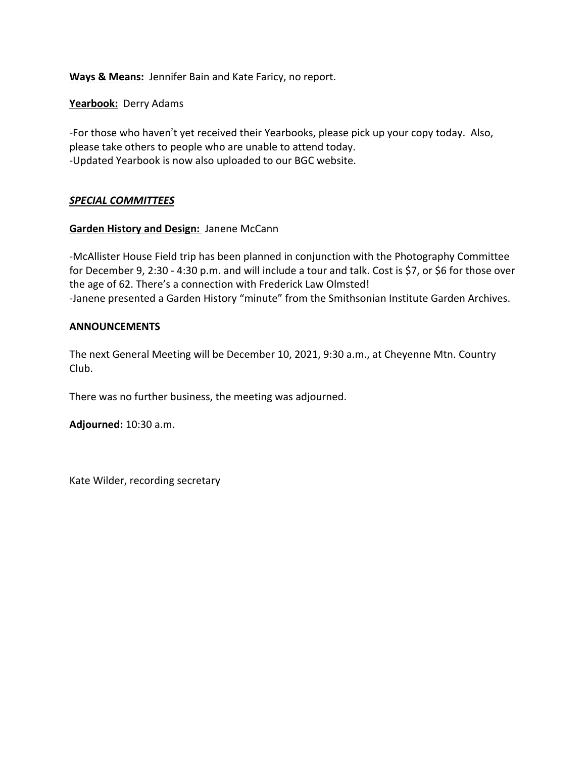**Ways & Means:** Jennifer Bain and Kate Faricy, no report.

**Yearbook:** Derry Adams

-For those who haven't yet received their Yearbooks, please pick up your copy today. Also, please take others to people who are unable to attend today.
-Updated Yearbook is now also uploaded to our BGC website.

***SPECIAL COMMITTEES***

**Garden History and Design:** Janene McCann

-McAllister House Field trip has been planned in conjunction with the Photography Committee for December 9, 2:30 - 4:30 p.m. and will include a tour and talk. Cost is $7, or $6 for those over the age of 62. There's a connection with Frederick Law Olmsted!
-Janene presented a Garden History "minute" from the Smithsonian Institute Garden Archives.

**ANNOUNCEMENTS**

The next General Meeting will be December 10, 2021, 9:30 a.m., at Cheyenne Mtn. Country Club.

There was no further business, the meeting was adjourned.

**Adjourned:** 10:30 a.m.

Kate Wilder, recording secretary